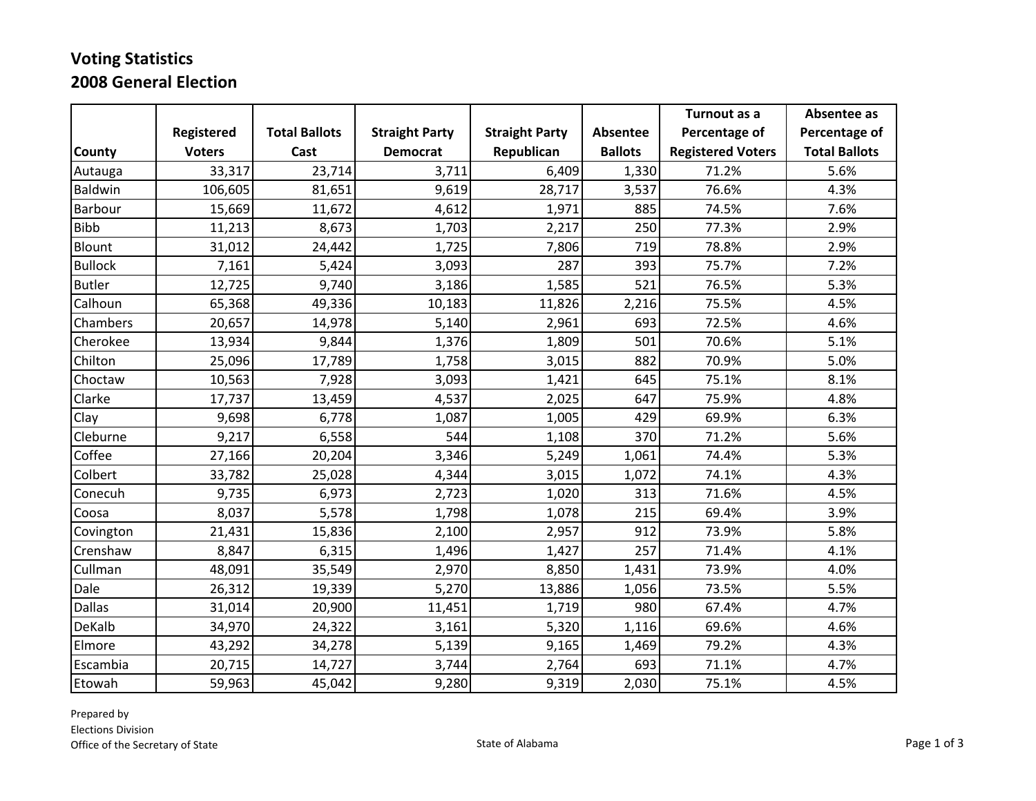# Voting Statistics
## 2008 General Election

| County | Registered Voters | Total Ballots Cast | Straight Party Democrat | Straight Party Republican | Absentee Ballots | Turnout as a Percentage of Registered Voters | Absentee as Percentage of Total Ballots |
|---|---|---|---|---|---|---|---|
| Autauga | 33,317 | 23,714 | 3,711 | 6,409 | 1,330 | 71.2% | 5.6% |
| Baldwin | 106,605 | 81,651 | 9,619 | 28,717 | 3,537 | 76.6% | 4.3% |
| Barbour | 15,669 | 11,672 | 4,612 | 1,971 | 885 | 74.5% | 7.6% |
| Bibb | 11,213 | 8,673 | 1,703 | 2,217 | 250 | 77.3% | 2.9% |
| Blount | 31,012 | 24,442 | 1,725 | 7,806 | 719 | 78.8% | 2.9% |
| Bullock | 7,161 | 5,424 | 3,093 | 287 | 393 | 75.7% | 7.2% |
| Butler | 12,725 | 9,740 | 3,186 | 1,585 | 521 | 76.5% | 5.3% |
| Calhoun | 65,368 | 49,336 | 10,183 | 11,826 | 2,216 | 75.5% | 4.5% |
| Chambers | 20,657 | 14,978 | 5,140 | 2,961 | 693 | 72.5% | 4.6% |
| Cherokee | 13,934 | 9,844 | 1,376 | 1,809 | 501 | 70.6% | 5.1% |
| Chilton | 25,096 | 17,789 | 1,758 | 3,015 | 882 | 70.9% | 5.0% |
| Choctaw | 10,563 | 7,928 | 3,093 | 1,421 | 645 | 75.1% | 8.1% |
| Clarke | 17,737 | 13,459 | 4,537 | 2,025 | 647 | 75.9% | 4.8% |
| Clay | 9,698 | 6,778 | 1,087 | 1,005 | 429 | 69.9% | 6.3% |
| Cleburne | 9,217 | 6,558 | 544 | 1,108 | 370 | 71.2% | 5.6% |
| Coffee | 27,166 | 20,204 | 3,346 | 5,249 | 1,061 | 74.4% | 5.3% |
| Colbert | 33,782 | 25,028 | 4,344 | 3,015 | 1,072 | 74.1% | 4.3% |
| Conecuh | 9,735 | 6,973 | 2,723 | 1,020 | 313 | 71.6% | 4.5% |
| Coosa | 8,037 | 5,578 | 1,798 | 1,078 | 215 | 69.4% | 3.9% |
| Covington | 21,431 | 15,836 | 2,100 | 2,957 | 912 | 73.9% | 5.8% |
| Crenshaw | 8,847 | 6,315 | 1,496 | 1,427 | 257 | 71.4% | 4.1% |
| Cullman | 48,091 | 35,549 | 2,970 | 8,850 | 1,431 | 73.9% | 4.0% |
| Dale | 26,312 | 19,339 | 5,270 | 13,886 | 1,056 | 73.5% | 5.5% |
| Dallas | 31,014 | 20,900 | 11,451 | 1,719 | 980 | 67.4% | 4.7% |
| DeKalb | 34,970 | 24,322 | 3,161 | 5,320 | 1,116 | 69.6% | 4.6% |
| Elmore | 43,292 | 34,278 | 5,139 | 9,165 | 1,469 | 79.2% | 4.3% |
| Escambia | 20,715 | 14,727 | 3,744 | 2,764 | 693 | 71.1% | 4.7% |
| Etowah | 59,963 | 45,042 | 9,280 | 9,319 | 2,030 | 75.1% | 4.5% |

Prepared by
Elections Division
Office of the Secretary of State

State of Alabama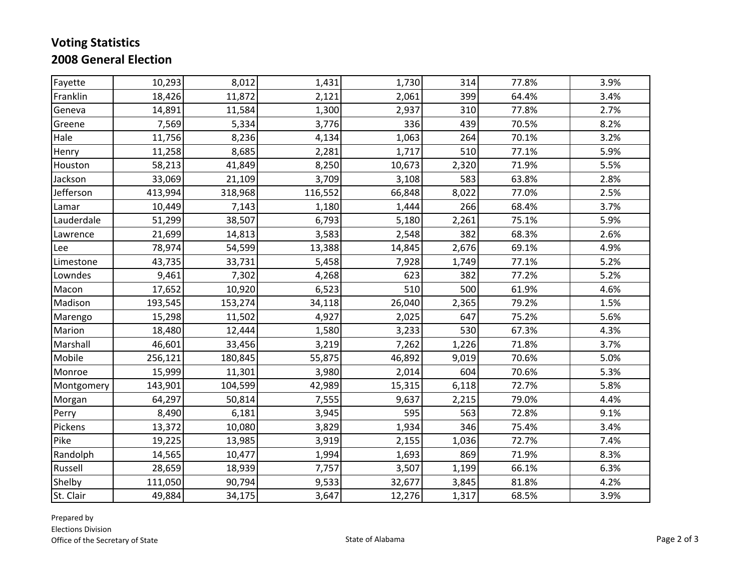## Voting Statistics
## 2008 General Election

| | | | | | | | |
|---|---|---|---|---|---|---|---|
| Fayette | 10,293 | 8,012 | 1,431 | 1,730 | 314 | 77.8% | 3.9% |
| Franklin | 18,426 | 11,872 | 2,121 | 2,061 | 399 | 64.4% | 3.4% |
| Geneva | 14,891 | 11,584 | 1,300 | 2,937 | 310 | 77.8% | 2.7% |
| Greene | 7,569 | 5,334 | 3,776 | 336 | 439 | 70.5% | 8.2% |
| Hale | 11,756 | 8,236 | 4,134 | 1,063 | 264 | 70.1% | 3.2% |
| Henry | 11,258 | 8,685 | 2,281 | 1,717 | 510 | 77.1% | 5.9% |
| Houston | 58,213 | 41,849 | 8,250 | 10,673 | 2,320 | 71.9% | 5.5% |
| Jackson | 33,069 | 21,109 | 3,709 | 3,108 | 583 | 63.8% | 2.8% |
| Jefferson | 413,994 | 318,968 | 116,552 | 66,848 | 8,022 | 77.0% | 2.5% |
| Lamar | 10,449 | 7,143 | 1,180 | 1,444 | 266 | 68.4% | 3.7% |
| Lauderdale | 51,299 | 38,507 | 6,793 | 5,180 | 2,261 | 75.1% | 5.9% |
| Lawrence | 21,699 | 14,813 | 3,583 | 2,548 | 382 | 68.3% | 2.6% |
| Lee | 78,974 | 54,599 | 13,388 | 14,845 | 2,676 | 69.1% | 4.9% |
| Limestone | 43,735 | 33,731 | 5,458 | 7,928 | 1,749 | 77.1% | 5.2% |
| Lowndes | 9,461 | 7,302 | 4,268 | 623 | 382 | 77.2% | 5.2% |
| Macon | 17,652 | 10,920 | 6,523 | 510 | 500 | 61.9% | 4.6% |
| Madison | 193,545 | 153,274 | 34,118 | 26,040 | 2,365 | 79.2% | 1.5% |
| Marengo | 15,298 | 11,502 | 4,927 | 2,025 | 647 | 75.2% | 5.6% |
| Marion | 18,480 | 12,444 | 1,580 | 3,233 | 530 | 67.3% | 4.3% |
| Marshall | 46,601 | 33,456 | 3,219 | 7,262 | 1,226 | 71.8% | 3.7% |
| Mobile | 256,121 | 180,845 | 55,875 | 46,892 | 9,019 | 70.6% | 5.0% |
| Monroe | 15,999 | 11,301 | 3,980 | 2,014 | 604 | 70.6% | 5.3% |
| Montgomery | 143,901 | 104,599 | 42,989 | 15,315 | 6,118 | 72.7% | 5.8% |
| Morgan | 64,297 | 50,814 | 7,555 | 9,637 | 2,215 | 79.0% | 4.4% |
| Perry | 8,490 | 6,181 | 3,945 | 595 | 563 | 72.8% | 9.1% |
| Pickens | 13,372 | 10,080 | 3,829 | 1,934 | 346 | 75.4% | 3.4% |
| Pike | 19,225 | 13,985 | 3,919 | 2,155 | 1,036 | 72.7% | 7.4% |
| Randolph | 14,565 | 10,477 | 1,994 | 1,693 | 869 | 71.9% | 8.3% |
| Russell | 28,659 | 18,939 | 7,757 | 3,507 | 1,199 | 66.1% | 6.3% |
| Shelby | 111,050 | 90,794 | 9,533 | 32,677 | 3,845 | 81.8% | 4.2% |
| St. Clair | 49,884 | 34,175 | 3,647 | 12,276 | 1,317 | 68.5% | 3.9% |

Prepared by
Elections Division
Office of the Secretary of State

State of Alabama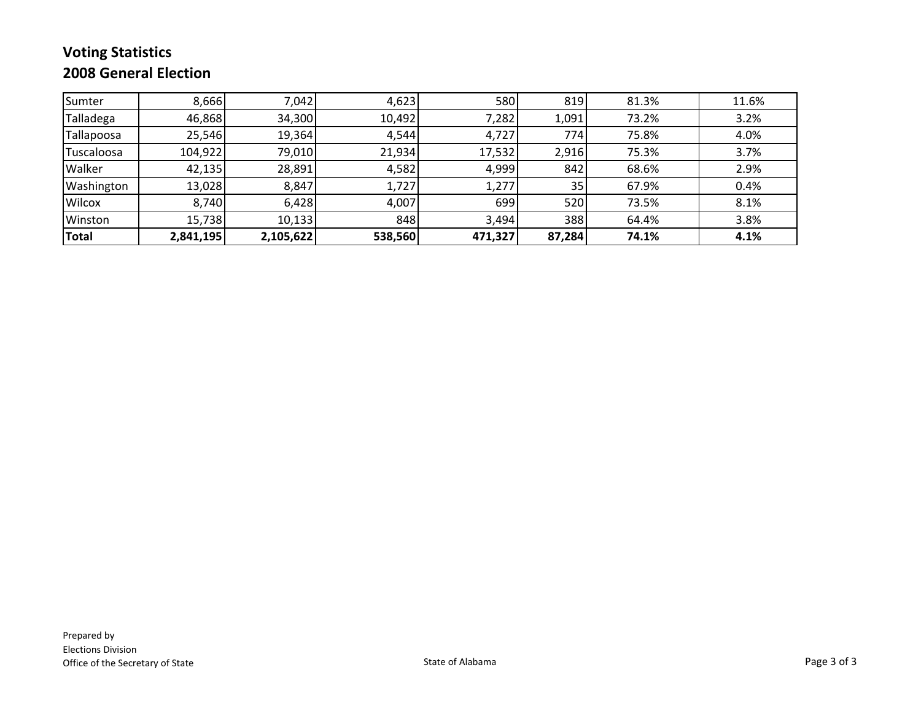## Voting Statistics
## 2008 General Election

| | | | | | | | |
|---|---|---|---|---|---|---|---|
| Sumter | 8,666 | 7,042 | 4,623 | 580 | 819 | 81.3% | 11.6% |
| Talladega | 46,868 | 34,300 | 10,492 | 7,282 | 1,091 | 73.2% | 3.2% |
| Tallapoosa | 25,546 | 19,364 | 4,544 | 4,727 | 774 | 75.8% | 4.0% |
| Tuscaloosa | 104,922 | 79,010 | 21,934 | 17,532 | 2,916 | 75.3% | 3.7% |
| Walker | 42,135 | 28,891 | 4,582 | 4,999 | 842 | 68.6% | 2.9% |
| Washington | 13,028 | 8,847 | 1,727 | 1,277 | 35 | 67.9% | 0.4% |
| Wilcox | 8,740 | 6,428 | 4,007 | 699 | 520 | 73.5% | 8.1% |
| Winston | 15,738 | 10,133 | 848 | 3,494 | 388 | 64.4% | 3.8% |
| **Total** | **2,841,195** | **2,105,622** | **538,560** | **471,327** | **87,284** | **74.1%** | **4.1%** |

Prepared by
Elections Division
Office of the Secretary of State

State of Alabama